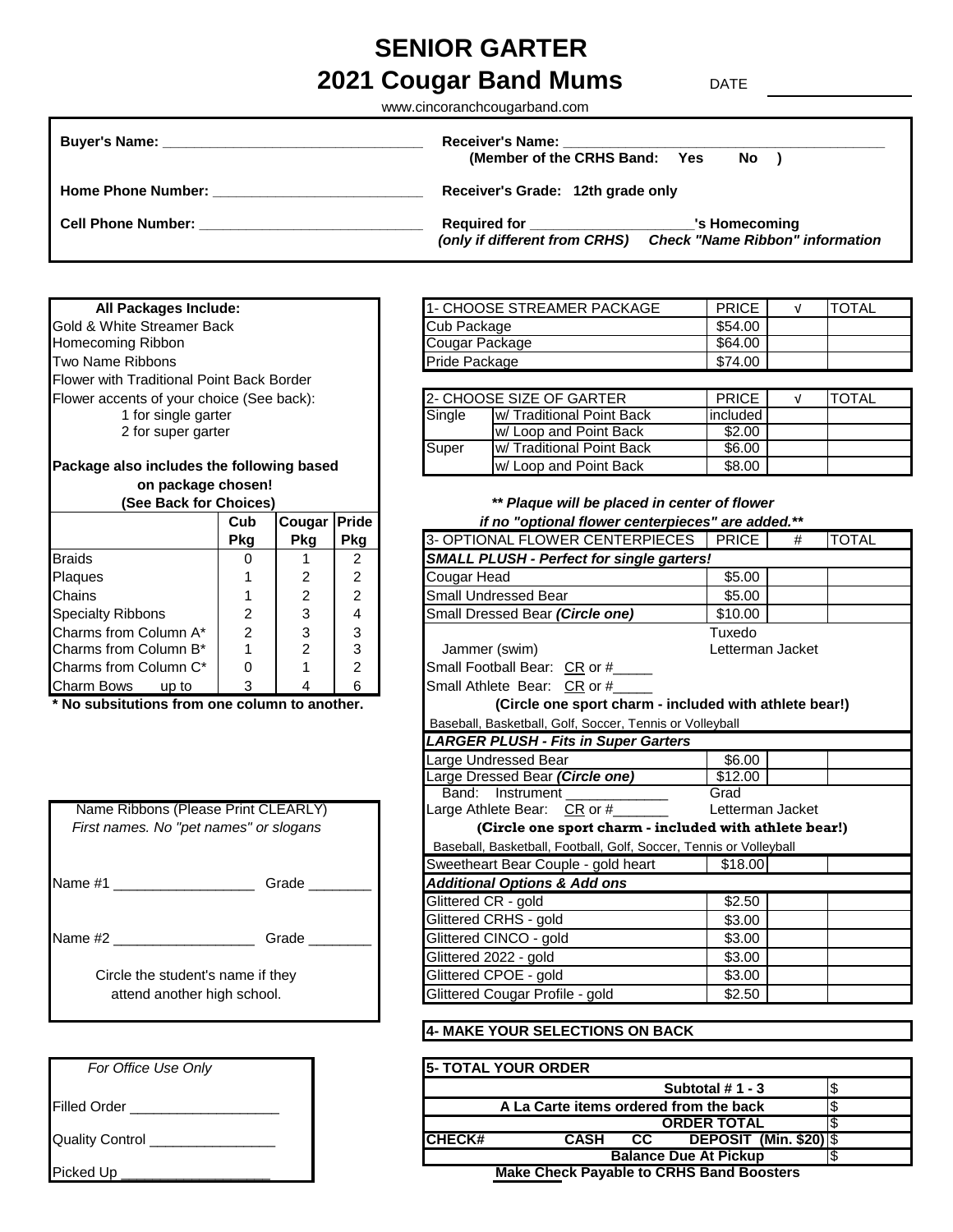# SENIOR GARTER

## 2021 Cougar Band Mums

DATE ______________

www.cincoranchcougarband.com

**Buyer's Name:** ________________________________

**Home Phone Number:** __________________________

**Cell Phone Number:** ____________________________

**Receiver's Name:** ________________________________________
**(Member of the CRHS Band: Yes No )**

**Receiver's Grade: 12th grade only**

**Required for** ____________________**'s Homecoming**
***(only if different from CRHS) Check "Name Ribbon" information***

**All Packages Include:**

Gold & White Streamer Back
Homecoming Ribbon
Two Name Ribbons
Flower with Traditional Point Back Border
Flower accents of your choice (See back):
1 for single garter
2 for super garter

**Package also includes the following based on package chosen!**
**(See Back for Choices)**

| | Cub Pkg | Cougar Pkg | Pride Pkg |
|---|---|---|---|
| Braids | 0 | 1 | 2 |
| Plaques | 1 | 2 | 2 |
| Chains | 1 | 2 | 2 |
| Specialty Ribbons | 2 | 3 | 4 |
| Charms from Column A* | 2 | 3 | 3 |
| Charms from Column B* | 1 | 2 | 3 |
| Charms from Column C* | 0 | 1 | 2 |
| Charm Bows up to | 3 | 4 | 6 |

**\* No subsitutions from one column to another.**

Name Ribbons (Please Print CLEARLY)
*First names. No "pet names" or slogans*

Name #1 __________________ Grade ________

Name #2 __________________ Grade ________

Circle the student's name if they attend another high school.

*For Office Use Only*

Filled Order ___________________

Quality Control ________________

Picked Up ___________________

| 1- CHOOSE STREAMER PACKAGE | PRICE | √ | TOTAL |
|---|---|---|---|
| Cub Package | $54.00 | | |
| Cougar Package | $64.00 | | |
| Pride Package | $74.00 | | |

| 2- CHOOSE SIZE OF GARTER | | PRICE | √ | TOTAL |
|---|---|---|---|---|
| Single | w/ Traditional Point Back | included | | |
| | w/ Loop and Point Back | $2.00 | | |
| Super | w/ Traditional Point Back | $6.00 | | |
| | w/ Loop and Point Back | $8.00 | | |

***\*\* Plaque will be placed in center of flower if no "optional flower centerpieces" are added.\*\****

| 3- OPTIONAL FLOWER CENTERPIECES | PRICE | # | TOTAL |
|---|---|---|---|
| ***SMALL PLUSH - Perfect for single garters!*** | | | |
| Cougar Head | $5.00 | | |
| Small Undressed Bear | $5.00 | | |
| Small Dressed Bear ***(Circle one)*** | $10.00 | | |
| Jammer (swim) | Tuxedo / Letterman Jacket | | |
| Small Football Bear: CR or #_____ | | | |
| Small Athlete Bear: CR or #_____ | | | |
| **(Circle one sport charm - included with athlete bear!)** | | | |
| Baseball, Basketball, Golf, Soccer, Tennis or Volleyball | | | |
| ***LARGER PLUSH - Fits in Super Garters*** | | | |
| Large Undressed Bear | $6.00 | | |
| Large Dressed Bear ***(Circle one)*** | $12.00 | | |
| Band: Instrument _____________ | Grad | | |
| Large Athlete Bear: CR or #_______ | Letterman Jacket | | |
| **(Circle one sport charm - included with athlete bear!)** | | | |
| Baseball, Basketball, Football, Golf, Soccer, Tennis or Volleyball | | | |
| Sweetheart Bear Couple - gold heart | $18.00 | | |
| ***Additional Options & Add ons*** | | | |
| Glittered CR - gold | $2.50 | | |
| Glittered CRHS - gold | $3.00 | | |
| Glittered CINCO - gold | $3.00 | | |
| Glittered 2022 - gold | $3.00 | | |
| Glittered CPOE - gold | $3.00 | | |
| Glittered Cougar Profile - gold | $2.50 | | |

**4- MAKE YOUR SELECTIONS ON BACK**

| 5- TOTAL YOUR ORDER | |
|---|---|
| **Subtotal # 1 - 3** | $ |
| **A La Carte items ordered from the back** | $ |
| **ORDER TOTAL** | $ |
| **CHECK# CASH CC DEPOSIT (Min. $20)** | $ |
| **Balance Due At Pickup** | $ |

**Make Check Payable to CRHS Band Boosters**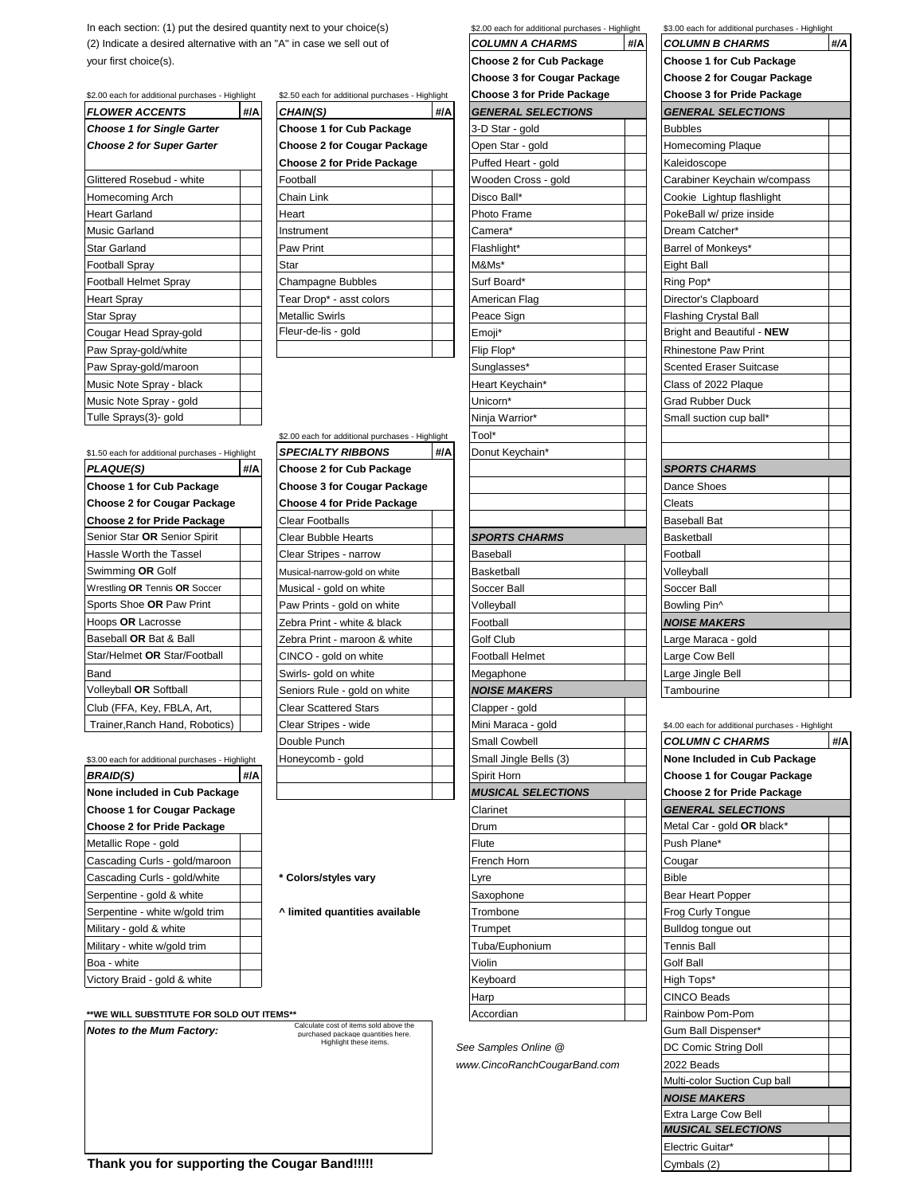In each section: (1) put the desired quantity next to your choice(s)
(2) Indicate a desired alternative with an "A" in case we sell out of your first choice(s).

$2.00 each for additional purchases - Highlight

| FLOWER ACCENTS | #/A |
|---|---|
| Choose 1 for Single Garter | |
| Choose 2 for Super Garter | |
| Glittered Rosebud - white | |
| Homecoming Arch | |
| Heart Garland | |
| Music Garland | |
| Star Garland | |
| Football Spray | |
| Football Helmet Spray | |
| Heart Spray | |
| Star Spray | |
| Cougar Head Spray-gold | |
| Paw Spray-gold/white | |
| Paw Spray-gold/maroon | |
| Music Note Spray - black | |
| Music Note Spray - gold | |
| Tulle Sprays(3)- gold | |

$1.50 each for additional purchases - Highlight

| PLAQUE(S) | #/A |
|---|---|
| Choose 1 for Cub Package | |
| Choose 2 for Cougar Package | |
| Choose 2 for Pride Package | |
| Senior Star **OR** Senior Spirit | |
| Hassle Worth the Tassel | |
| Swimming **OR** Golf | |
| Wrestling **OR** Tennis **OR** Soccer | |
| Sports Shoe **OR** Paw Print | |
| Hoops **OR** Lacrosse | |
| Baseball **OR** Bat & Ball | |
| Star/Helmet **OR** Star/Football | |
| Band | |
| Volleyball **OR** Softball | |
| Club (FFA, Key, FBLA, Art, Trainer,Ranch Hand, Robotics) | |

$3.00 each for additional purchases - Highlight

| BRAID(S) | #/A |
|---|---|
| None included in Cub Package | |
| Choose 1 for Cougar Package | |
| Choose 2 for Pride Package | |
| Metallic Rope - gold | |
| Cascading Curls - gold/maroon | |
| Cascading Curls - gold/white | |
| Serpentine - gold & white | |
| Serpentine - white w/gold trim | |
| Military - gold & white | |
| Military - white w/gold trim | |
| Boa - white | |
| Victory Braid - gold & white | |

$2.50 each for additional purchases - Highlight

| CHAIN(S) | #/A |
|---|---|
| Choose 1 for Cub Package | |
| Choose 2 for Cougar Package | |
| Choose 2 for Pride Package | |
| Football | |
| Chain Link | |
| Heart | |
| Instrument | |
| Paw Print | |
| Star | |
| Champagne Bubbles | |
| Tear Drop* - asst colors | |
| Metallic Swirls | |
| Fleur-de-lis - gold | |
| | |

$2.00 each for additional purchases - Highlight

| SPECIALTY RIBBONS | #/A |
|---|---|
| Choose 2 for Cub Package | |
| Choose 3 for Cougar Package | |
| Choose 4 for Pride Package | |
| Clear Footballs | |
| Clear Bubble Hearts | |
| Clear Stripes - narrow | |
| Musical-narrow-gold on white | |
| Musical - gold on white | |
| Paw Prints - gold on white | |
| Zebra Print - white & black | |
| Zebra Print - maroon & white | |
| CINCO - gold on white | |
| Swirls- gold on white | |
| Seniors Rule - gold on white | |
| Clear Scattered Stars | |
| Clear Stripes - wide | |
| Double Punch | |
| Honeycomb - gold | |
| | |

\* Colors/styles vary

^ limited quantities available

$2.00 each for additional purchases - Highlight

| COLUMN A CHARMS | #/A |
|---|---|
| Choose 2 for Cub Package | |
| Choose 3 for Cougar Package | |
| Choose 3 for Pride Package | |
| GENERAL SELECTIONS | |
| 3-D Star - gold | |
| Open Star - gold | |
| Puffed Heart - gold | |
| Wooden Cross - gold | |
| Disco Ball* | |
| Photo Frame | |
| Camera* | |
| Flashlight* | |
| M&Ms* | |
| Surf Board* | |
| American Flag | |
| Peace Sign | |
| Emoji* | |
| Flip Flop* | |
| Sunglasses* | |
| Heart Keychain* | |
| Unicorn* | |
| Ninja Warrior* | |
| Tool* | |
| Donut Keychain* | |
| | |
| | |
| | |
| SPORTS CHARMS | |
| Baseball | |
| Basketball | |
| Soccer Ball | |
| Volleyball | |
| Football | |
| Golf Club | |
| Football Helmet | |
| Megaphone | |
| NOISE MAKERS | |
| Clapper - gold | |
| Mini Maraca - gold | |
| Small Cowbell | |
| Small Jingle Bells (3) | |
| Spirit Horn | |
| MUSICAL SELECTIONS | |
| Clarinet | |
| Drum | |
| Flute | |
| French Horn | |
| Lyre | |
| Saxophone | |
| Trombone | |
| Trumpet | |
| Tuba/Euphonium | |
| Violin | |
| Keyboard | |
| Harp | |
| Accordian | |

*See Samples Online @ www.CincoRanchCougarBand.com*

$3.00 each for additional purchases - Highlight

| COLUMN B CHARMS | #/A |
|---|---|
| Choose 1 for Cub Package | |
| Choose 2 for Cougar Package | |
| Choose 3 for Pride Package | |
| GENERAL SELECTIONS | |
| Bubbles | |
| Homecoming Plaque | |
| Kaleidoscope | |
| Carabiner Keychain w/compass | |
| Cookie Lightup flashlight | |
| PokeBall w/ prize inside | |
| Dream Catcher* | |
| Barrel of Monkeys* | |
| Eight Ball | |
| Ring Pop* | |
| Director's Clapboard | |
| Flashing Crystal Ball | |
| Bright and Beautiful - **NEW** | |
| Rhinestone Paw Print | |
| Scented Eraser Suitcase | |
| Class of 2022 Plaque | |
| Grad Rubber Duck | |
| Small suction cup ball* | |
| | |
| | |
| SPORTS CHARMS | |
| Dance Shoes | |
| Cleats | |
| Baseball Bat | |
| Basketball | |
| Football | |
| Volleyball | |
| Soccer Ball | |
| Bowling Pin^ | |
| NOISE MAKERS | |
| Large Maraca - gold | |
| Large Cow Bell | |
| Large Jingle Bell | |
| Tambourine | |

$4.00 each for additional purchases - Highlight

| COLUMN C CHARMS | #/A |
|---|---|
| None Included in Cub Package | |
| Choose 1 for Cougar Package | |
| Choose 2 for Pride Package | |
| GENERAL SELECTIONS | |
| Metal Car - gold **OR** black* | |
| Push Plane* | |
| Cougar | |
| Bible | |
| Bear Heart Popper | |
| Frog Curly Tongue | |
| Bulldog tongue out | |
| Tennis Ball | |
| Golf Ball | |
| High Tops* | |
| CINCO Beads | |
| Rainbow Pom-Pom | |
| Gum Ball Dispenser* | |
| DC Comic String Doll | |
| 2022 Beads | |
| Multi-color Suction Cup ball | |
| NOISE MAKERS | |
| Extra Large Cow Bell | |
| MUSICAL SELECTIONS | |
| Electric Guitar* | |
| Cymbals (2) | |

**\*\*WE WILL SUBSTITUTE FOR SOLD OUT ITEMS\*\***

***Notes to the Mum Factory:***

Calculate cost of items sold above the purchased package quantities here. Highlight these items.

**Thank you for supporting the Cougar Band!!!!!**